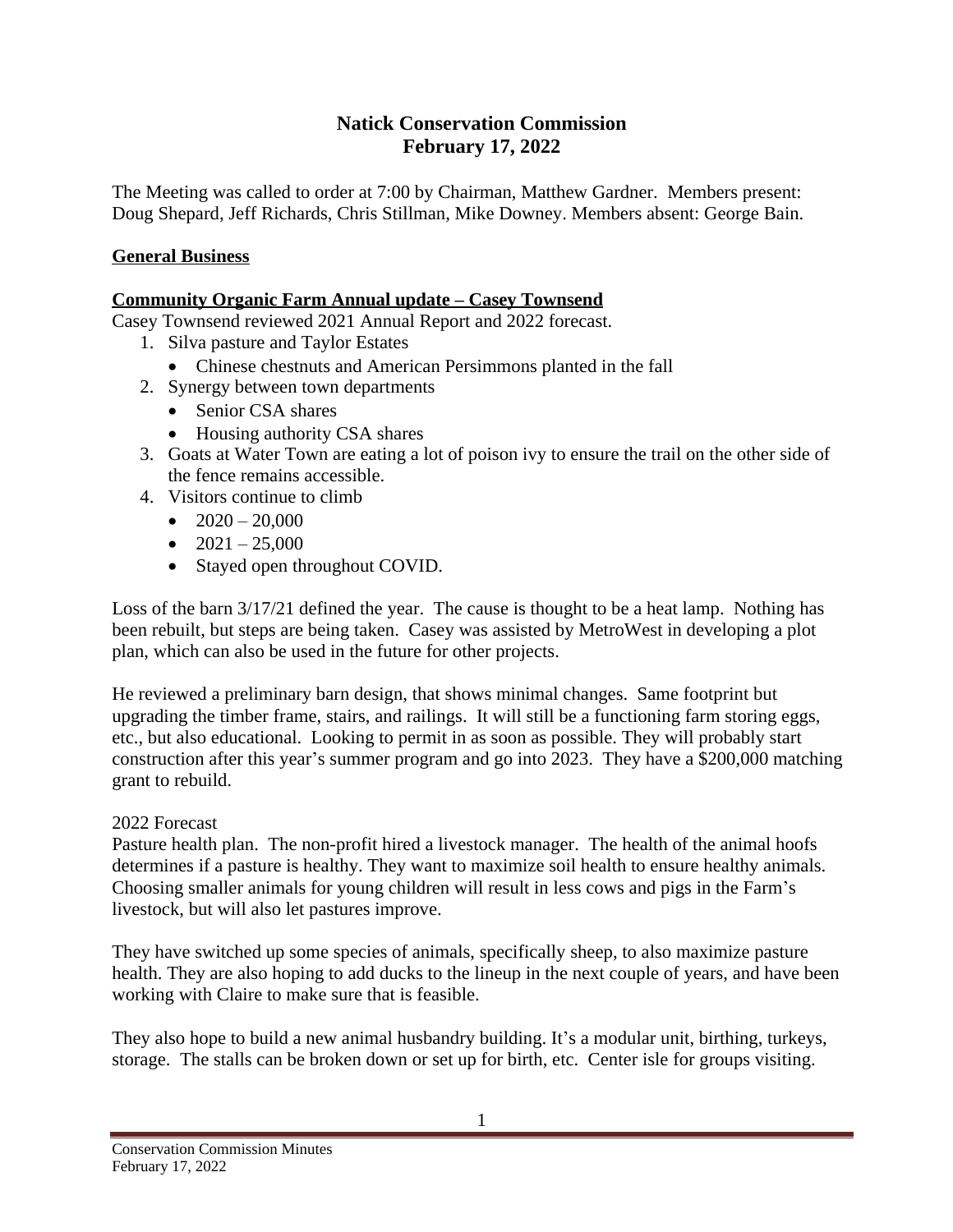# Natick Conservation Commission
# February 17, 2022

The Meeting was called to order at 7:00 by Chairman, Matthew Gardner. Members present: Doug Shepard, Jeff Richards, Chris Stillman, Mike Downey. Members absent: George Bain.

## General Business

### Community Organic Farm Annual update – Casey Townsend

Casey Townsend reviewed 2021 Annual Report and 2022 forecast.

1. Silva pasture and Taylor Estates
   - Chinese chestnuts and American Persimmons planted in the fall
2. Synergy between town departments
   - Senior CSA shares
   - Housing authority CSA shares
3. Goats at Water Town are eating a lot of poison ivy to ensure the trail on the other side of the fence remains accessible.
4. Visitors continue to climb
   - 2020 – 20,000
   - 2021 – 25,000
   - Stayed open throughout COVID.

Loss of the barn 3/17/21 defined the year. The cause is thought to be a heat lamp. Nothing has been rebuilt, but steps are being taken. Casey was assisted by MetroWest in developing a plot plan, which can also be used in the future for other projects.

He reviewed a preliminary barn design, that shows minimal changes. Same footprint but upgrading the timber frame, stairs, and railings. It will still be a functioning farm storing eggs, etc., but also educational. Looking to permit in as soon as possible. They will probably start construction after this year's summer program and go into 2023. They have a $200,000 matching grant to rebuild.

2022 Forecast

Pasture health plan. The non-profit hired a livestock manager. The health of the animal hoofs determines if a pasture is healthy. They want to maximize soil health to ensure healthy animals. Choosing smaller animals for young children will result in less cows and pigs in the Farm's livestock, but will also let pastures improve.

They have switched up some species of animals, specifically sheep, to also maximize pasture health. They are also hoping to add ducks to the lineup in the next couple of years, and have been working with Claire to make sure that is feasible.

They also hope to build a new animal husbandry building. It's a modular unit, birthing, turkeys, storage. The stalls can be broken down or set up for birth, etc. Center isle for groups visiting.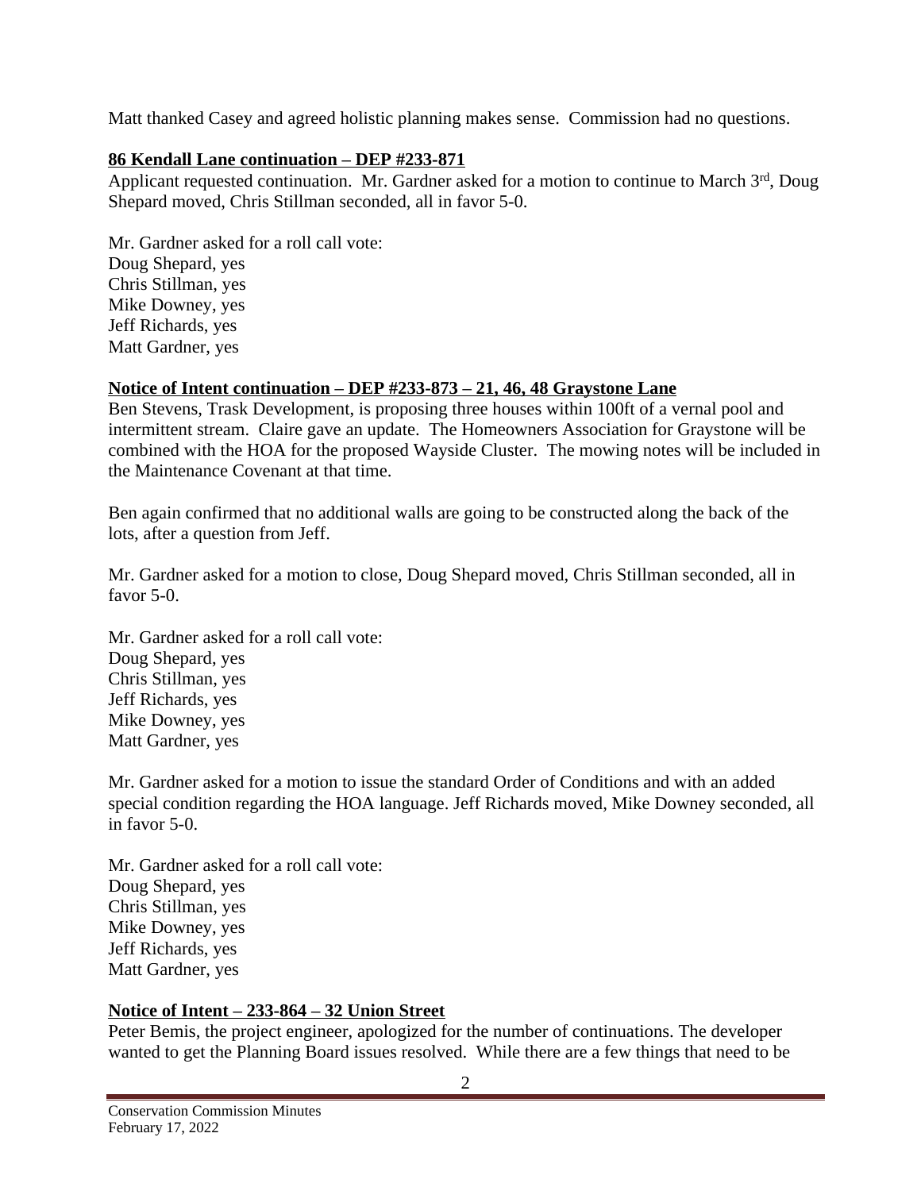Matt thanked Casey and agreed holistic planning makes sense. Commission had no questions.

**86 Kendall Lane continuation – DEP #233-871**

Applicant requested continuation. Mr. Gardner asked for a motion to continue to March 3rd, Doug Shepard moved, Chris Stillman seconded, all in favor 5-0.

Mr. Gardner asked for a roll call vote:
Doug Shepard, yes
Chris Stillman, yes
Mike Downey, yes
Jeff Richards, yes
Matt Gardner, yes

**Notice of Intent continuation – DEP #233-873 – 21, 46, 48 Graystone Lane**

Ben Stevens, Trask Development, is proposing three houses within 100ft of a vernal pool and intermittent stream. Claire gave an update. The Homeowners Association for Graystone will be combined with the HOA for the proposed Wayside Cluster. The mowing notes will be included in the Maintenance Covenant at that time.

Ben again confirmed that no additional walls are going to be constructed along the back of the lots, after a question from Jeff.

Mr. Gardner asked for a motion to close, Doug Shepard moved, Chris Stillman seconded, all in favor 5-0.

Mr. Gardner asked for a roll call vote:
Doug Shepard, yes
Chris Stillman, yes
Jeff Richards, yes
Mike Downey, yes
Matt Gardner, yes

Mr. Gardner asked for a motion to issue the standard Order of Conditions and with an added special condition regarding the HOA language. Jeff Richards moved, Mike Downey seconded, all in favor 5-0.

Mr. Gardner asked for a roll call vote:
Doug Shepard, yes
Chris Stillman, yes
Mike Downey, yes
Jeff Richards, yes
Matt Gardner, yes

**Notice of Intent – 233-864 – 32 Union Street**

Peter Bemis, the project engineer, apologized for the number of continuations. The developer wanted to get the Planning Board issues resolved. While there are a few things that need to be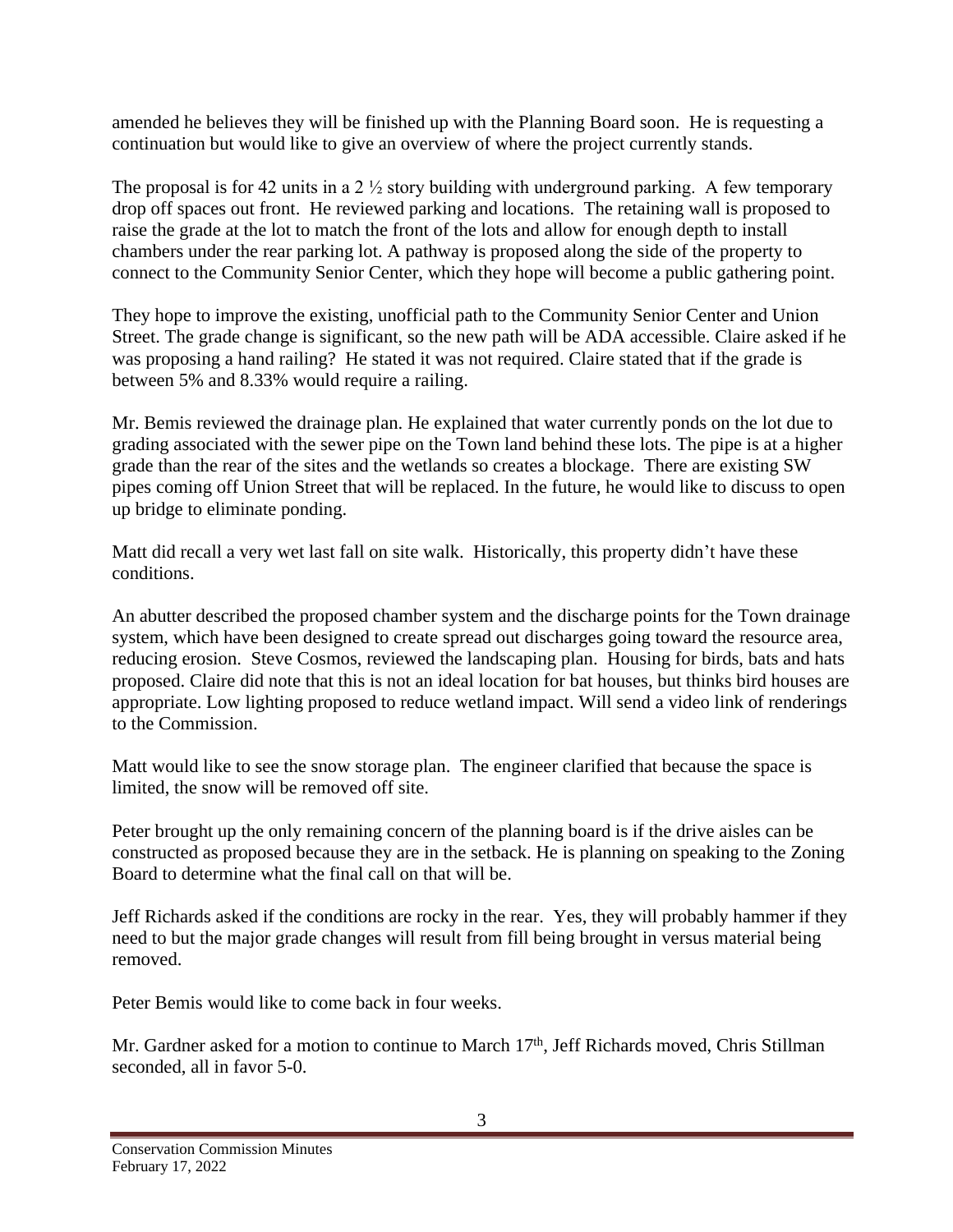amended he believes they will be finished up with the Planning Board soon. He is requesting a continuation but would like to give an overview of where the project currently stands.

The proposal is for 42 units in a 2 ½ story building with underground parking. A few temporary drop off spaces out front. He reviewed parking and locations. The retaining wall is proposed to raise the grade at the lot to match the front of the lots and allow for enough depth to install chambers under the rear parking lot. A pathway is proposed along the side of the property to connect to the Community Senior Center, which they hope will become a public gathering point.

They hope to improve the existing, unofficial path to the Community Senior Center and Union Street. The grade change is significant, so the new path will be ADA accessible. Claire asked if he was proposing a hand railing? He stated it was not required. Claire stated that if the grade is between 5% and 8.33% would require a railing.

Mr. Bemis reviewed the drainage plan. He explained that water currently ponds on the lot due to grading associated with the sewer pipe on the Town land behind these lots. The pipe is at a higher grade than the rear of the sites and the wetlands so creates a blockage. There are existing SW pipes coming off Union Street that will be replaced. In the future, he would like to discuss to open up bridge to eliminate ponding.

Matt did recall a very wet last fall on site walk. Historically, this property didn't have these conditions.

An abutter described the proposed chamber system and the discharge points for the Town drainage system, which have been designed to create spread out discharges going toward the resource area, reducing erosion. Steve Cosmos, reviewed the landscaping plan. Housing for birds, bats and hats proposed. Claire did note that this is not an ideal location for bat houses, but thinks bird houses are appropriate. Low lighting proposed to reduce wetland impact. Will send a video link of renderings to the Commission.

Matt would like to see the snow storage plan. The engineer clarified that because the space is limited, the snow will be removed off site.

Peter brought up the only remaining concern of the planning board is if the drive aisles can be constructed as proposed because they are in the setback. He is planning on speaking to the Zoning Board to determine what the final call on that will be.

Jeff Richards asked if the conditions are rocky in the rear. Yes, they will probably hammer if they need to but the major grade changes will result from fill being brought in versus material being removed.

Peter Bemis would like to come back in four weeks.

Mr. Gardner asked for a motion to continue to March 17th, Jeff Richards moved, Chris Stillman seconded, all in favor 5-0.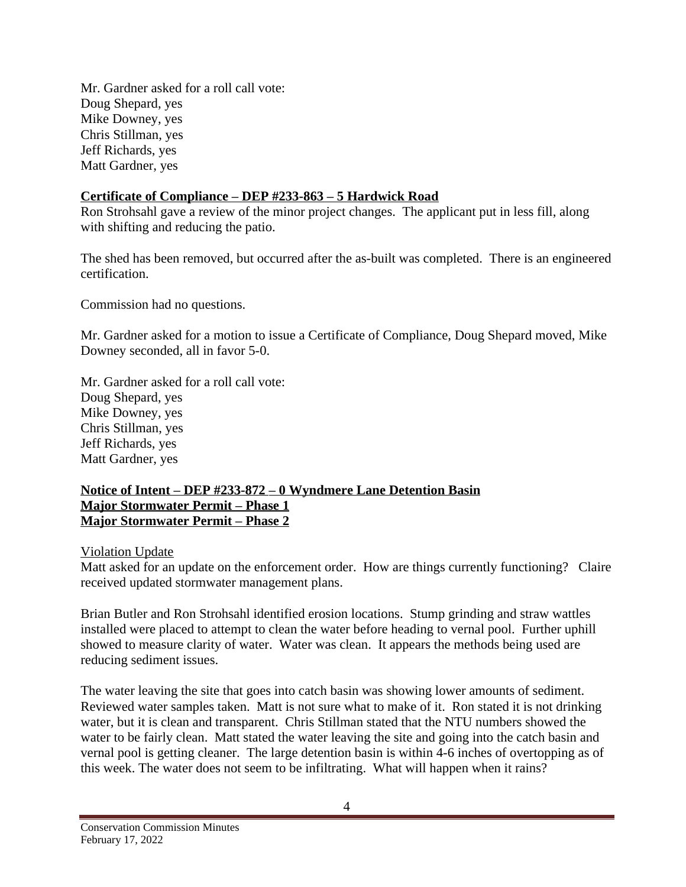Mr. Gardner asked for a roll call vote:
Doug Shepard, yes
Mike Downey, yes
Chris Stillman, yes
Jeff Richards, yes
Matt Gardner, yes

**Certificate of Compliance – DEP #233-863 – 5 Hardwick Road**

Ron Strohsahl gave a review of the minor project changes. The applicant put in less fill, along with shifting and reducing the patio.

The shed has been removed, but occurred after the as-built was completed. There is an engineered certification.

Commission had no questions.

Mr. Gardner asked for a motion to issue a Certificate of Compliance, Doug Shepard moved, Mike Downey seconded, all in favor 5-0.

Mr. Gardner asked for a roll call vote:
Doug Shepard, yes
Mike Downey, yes
Chris Stillman, yes
Jeff Richards, yes
Matt Gardner, yes

**Notice of Intent – DEP #233-872 – 0 Wyndmere Lane Detention Basin**
**Major Stormwater Permit – Phase 1**
**Major Stormwater Permit – Phase 2**

Violation Update

Matt asked for an update on the enforcement order. How are things currently functioning? Claire received updated stormwater management plans.

Brian Butler and Ron Strohsahl identified erosion locations. Stump grinding and straw wattles installed were placed to attempt to clean the water before heading to vernal pool. Further uphill showed to measure clarity of water. Water was clean. It appears the methods being used are reducing sediment issues.

The water leaving the site that goes into catch basin was showing lower amounts of sediment. Reviewed water samples taken. Matt is not sure what to make of it. Ron stated it is not drinking water, but it is clean and transparent. Chris Stillman stated that the NTU numbers showed the water to be fairly clean. Matt stated the water leaving the site and going into the catch basin and vernal pool is getting cleaner. The large detention basin is within 4-6 inches of overtopping as of this week. The water does not seem to be infiltrating. What will happen when it rains?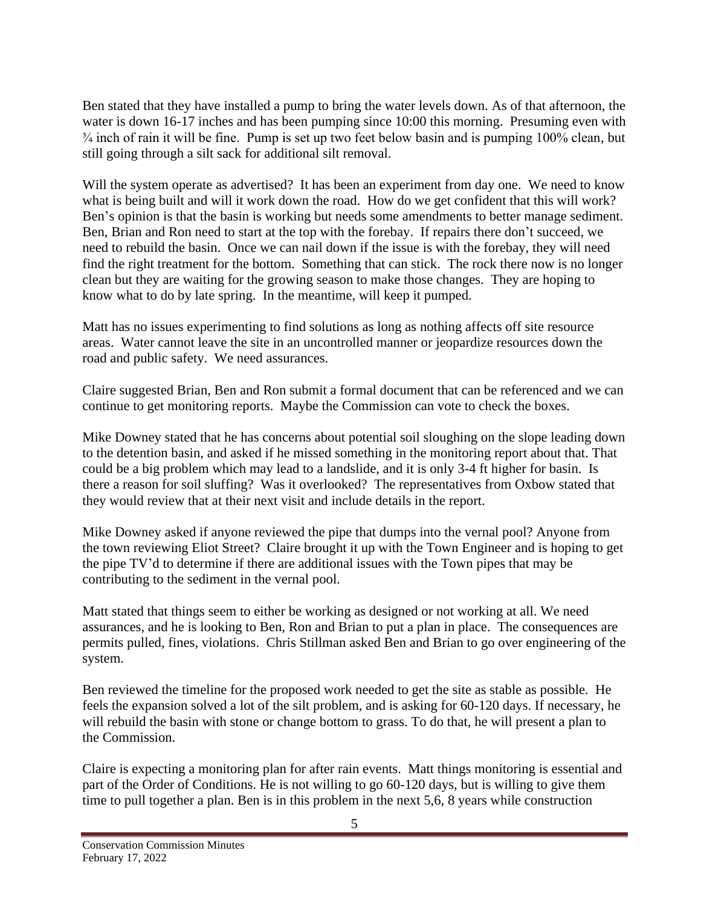Ben stated that they have installed a pump to bring the water levels down. As of that afternoon, the water is down 16-17 inches and has been pumping since 10:00 this morning. Presuming even with ¾ inch of rain it will be fine. Pump is set up two feet below basin and is pumping 100% clean, but still going through a silt sack for additional silt removal.

Will the system operate as advertised? It has been an experiment from day one. We need to know what is being built and will it work down the road. How do we get confident that this will work? Ben's opinion is that the basin is working but needs some amendments to better manage sediment. Ben, Brian and Ron need to start at the top with the forebay. If repairs there don't succeed, we need to rebuild the basin. Once we can nail down if the issue is with the forebay, they will need find the right treatment for the bottom. Something that can stick. The rock there now is no longer clean but they are waiting for the growing season to make those changes. They are hoping to know what to do by late spring. In the meantime, will keep it pumped.

Matt has no issues experimenting to find solutions as long as nothing affects off site resource areas. Water cannot leave the site in an uncontrolled manner or jeopardize resources down the road and public safety. We need assurances.

Claire suggested Brian, Ben and Ron submit a formal document that can be referenced and we can continue to get monitoring reports. Maybe the Commission can vote to check the boxes.

Mike Downey stated that he has concerns about potential soil sloughing on the slope leading down to the detention basin, and asked if he missed something in the monitoring report about that. That could be a big problem which may lead to a landslide, and it is only 3-4 ft higher for basin. Is there a reason for soil sluffing? Was it overlooked? The representatives from Oxbow stated that they would review that at their next visit and include details in the report.

Mike Downey asked if anyone reviewed the pipe that dumps into the vernal pool? Anyone from the town reviewing Eliot Street? Claire brought it up with the Town Engineer and is hoping to get the pipe TV'd to determine if there are additional issues with the Town pipes that may be contributing to the sediment in the vernal pool.

Matt stated that things seem to either be working as designed or not working at all. We need assurances, and he is looking to Ben, Ron and Brian to put a plan in place. The consequences are permits pulled, fines, violations. Chris Stillman asked Ben and Brian to go over engineering of the system.

Ben reviewed the timeline for the proposed work needed to get the site as stable as possible. He feels the expansion solved a lot of the silt problem, and is asking for 60-120 days. If necessary, he will rebuild the basin with stone or change bottom to grass. To do that, he will present a plan to the Commission.

Claire is expecting a monitoring plan for after rain events. Matt things monitoring is essential and part of the Order of Conditions. He is not willing to go 60-120 days, but is willing to give them time to pull together a plan. Ben is in this problem in the next 5,6, 8 years while construction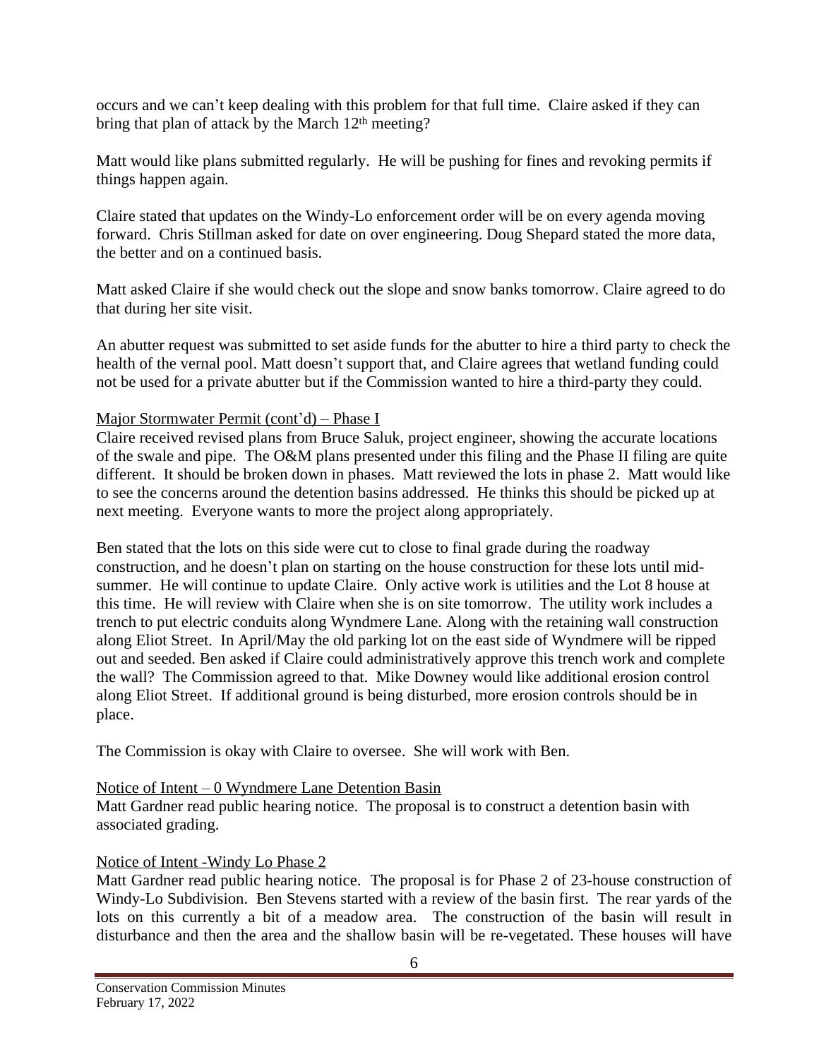occurs and we can't keep dealing with this problem for that full time. Claire asked if they can bring that plan of attack by the March 12th meeting?

Matt would like plans submitted regularly. He will be pushing for fines and revoking permits if things happen again.

Claire stated that updates on the Windy-Lo enforcement order will be on every agenda moving forward. Chris Stillman asked for date on over engineering. Doug Shepard stated the more data, the better and on a continued basis.

Matt asked Claire if she would check out the slope and snow banks tomorrow. Claire agreed to do that during her site visit.

An abutter request was submitted to set aside funds for the abutter to hire a third party to check the health of the vernal pool. Matt doesn't support that, and Claire agrees that wetland funding could not be used for a private abutter but if the Commission wanted to hire a third-party they could.

Major Stormwater Permit (cont'd) – Phase I

Claire received revised plans from Bruce Saluk, project engineer, showing the accurate locations of the swale and pipe. The O&M plans presented under this filing and the Phase II filing are quite different. It should be broken down in phases. Matt reviewed the lots in phase 2. Matt would like to see the concerns around the detention basins addressed. He thinks this should be picked up at next meeting. Everyone wants to more the project along appropriately.

Ben stated that the lots on this side were cut to close to final grade during the roadway construction, and he doesn't plan on starting on the house construction for these lots until mid-summer. He will continue to update Claire. Only active work is utilities and the Lot 8 house at this time. He will review with Claire when she is on site tomorrow. The utility work includes a trench to put electric conduits along Wyndmere Lane. Along with the retaining wall construction along Eliot Street. In April/May the old parking lot on the east side of Wyndmere will be ripped out and seeded. Ben asked if Claire could administratively approve this trench work and complete the wall? The Commission agreed to that. Mike Downey would like additional erosion control along Eliot Street. If additional ground is being disturbed, more erosion controls should be in place.

The Commission is okay with Claire to oversee. She will work with Ben.

Notice of Intent – 0 Wyndmere Lane Detention Basin

Matt Gardner read public hearing notice. The proposal is to construct a detention basin with associated grading.

Notice of Intent -Windy Lo Phase 2

Matt Gardner read public hearing notice. The proposal is for Phase 2 of 23-house construction of Windy-Lo Subdivision. Ben Stevens started with a review of the basin first. The rear yards of the lots on this currently a bit of a meadow area. The construction of the basin will result in disturbance and then the area and the shallow basin will be re-vegetated. These houses will have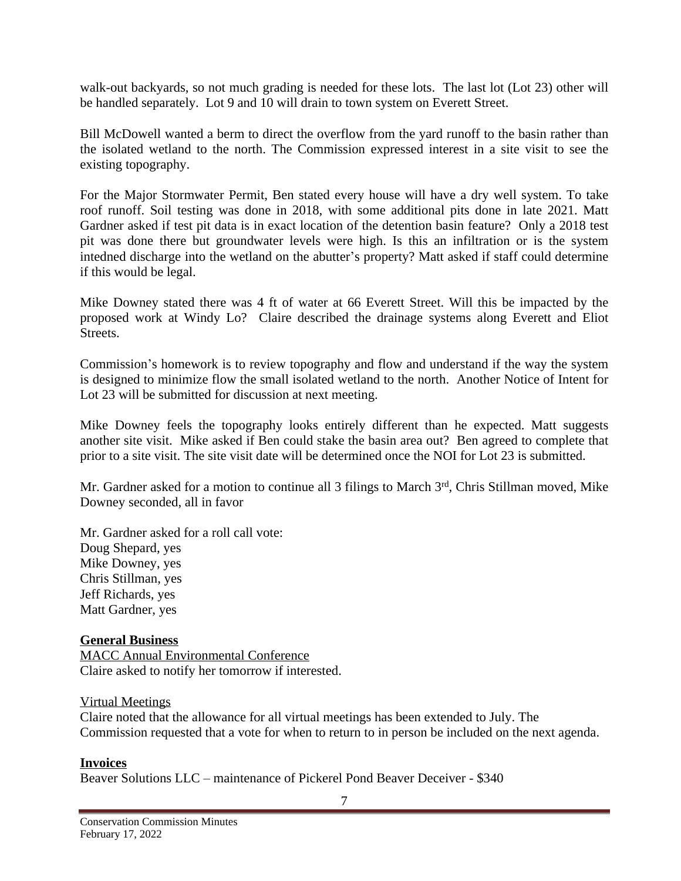walk-out backyards, so not much grading is needed for these lots. The last lot (Lot 23) other will be handled separately. Lot 9 and 10 will drain to town system on Everett Street.

Bill McDowell wanted a berm to direct the overflow from the yard runoff to the basin rather than the isolated wetland to the north. The Commission expressed interest in a site visit to see the existing topography.

For the Major Stormwater Permit, Ben stated every house will have a dry well system. To take roof runoff. Soil testing was done in 2018, with some additional pits done in late 2021. Matt Gardner asked if test pit data is in exact location of the detention basin feature? Only a 2018 test pit was done there but groundwater levels were high. Is this an infiltration or is the system intedned discharge into the wetland on the abutter's property? Matt asked if staff could determine if this would be legal.

Mike Downey stated there was 4 ft of water at 66 Everett Street. Will this be impacted by the proposed work at Windy Lo? Claire described the drainage systems along Everett and Eliot Streets.

Commission's homework is to review topography and flow and understand if the way the system is designed to minimize flow the small isolated wetland to the north. Another Notice of Intent for Lot 23 will be submitted for discussion at next meeting.

Mike Downey feels the topography looks entirely different than he expected. Matt suggests another site visit. Mike asked if Ben could stake the basin area out? Ben agreed to complete that prior to a site visit. The site visit date will be determined once the NOI for Lot 23 is submitted.

Mr. Gardner asked for a motion to continue all 3 filings to March 3rd, Chris Stillman moved, Mike Downey seconded, all in favor

Mr. Gardner asked for a roll call vote:
Doug Shepard, yes
Mike Downey, yes
Chris Stillman, yes
Jeff Richards, yes
Matt Gardner, yes

**General Business**

MACC Annual Environmental Conference
Claire asked to notify her tomorrow if interested.

Virtual Meetings
Claire noted that the allowance for all virtual meetings has been extended to July. The Commission requested that a vote for when to return to in person be included on the next agenda.

**Invoices**

Beaver Solutions LLC – maintenance of Pickerel Pond Beaver Deceiver - $340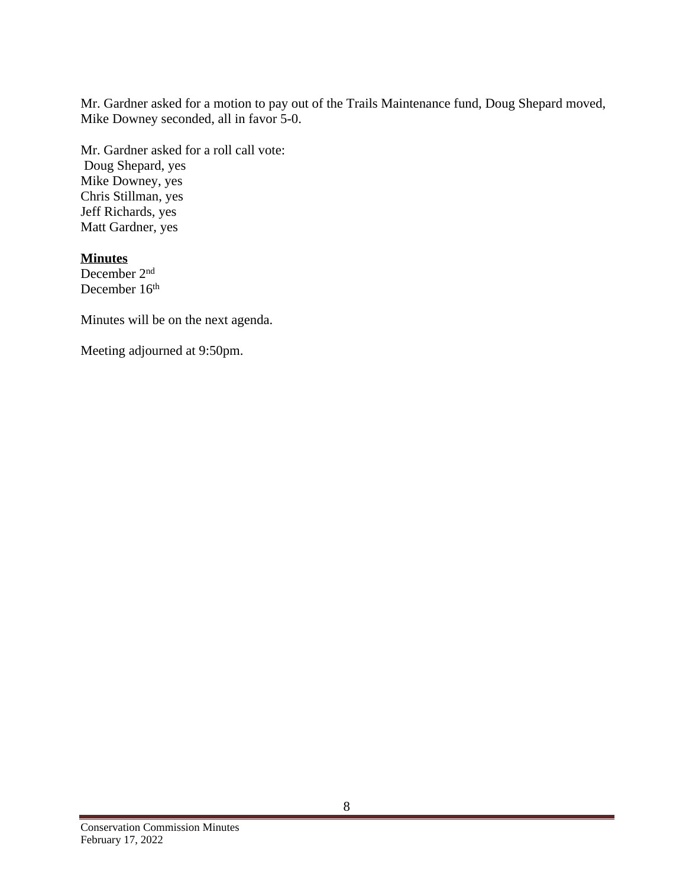Mr. Gardner asked for a motion to pay out of the Trails Maintenance fund, Doug Shepard moved, Mike Downey seconded, all in favor 5-0.

Mr. Gardner asked for a roll call vote:
Doug Shepard, yes
Mike Downey, yes
Chris Stillman, yes
Jeff Richards, yes
Matt Gardner, yes

**Minutes**
December 2nd
December 16th

Minutes will be on the next agenda.

Meeting adjourned at 9:50pm.